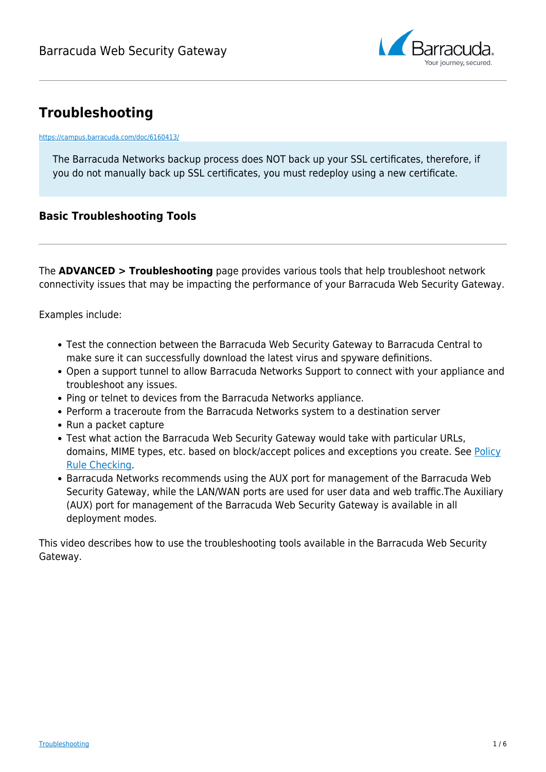# Troubleshooting

https://campus.barracuda.com/doc/6160413/

The Barracuda Networks backup process does NOT back up your SSL certificates, therefore, if you do not manually back up SSL certificates, you must redeploy using a new certificate.

## Basic Troubleshooting Tools

The **ADVANCED > Troubleshooting** page provides various tools that help troubleshoot network connectivity issues that may be impacting the performance of your Barracuda Web Security Gateway.

Examples include:

- Test the connection between the Barracuda Web Security Gateway to Barracuda Central to make sure it can successfully download the latest virus and spyware definitions.
- Open a support tunnel to allow Barracuda Networks Support to connect with your appliance and troubleshoot any issues.
- Ping or telnet to devices from the Barracuda Networks appliance.
- Perform a traceroute from the Barracuda Networks system to a destination server
- Run a packet capture
- Test what action the Barracuda Web Security Gateway would take with particular URLs, domains, MIME types, etc. based on block/accept polices and exceptions you create. See Policy Rule Checking.
- Barracuda Networks recommends using the AUX port for management of the Barracuda Web Security Gateway, while the LAN/WAN ports are used for user data and web traffic.The Auxiliary (AUX) port for management of the Barracuda Web Security Gateway is available in all deployment modes.

This video describes how to use the troubleshooting tools available in the Barracuda Web Security Gateway.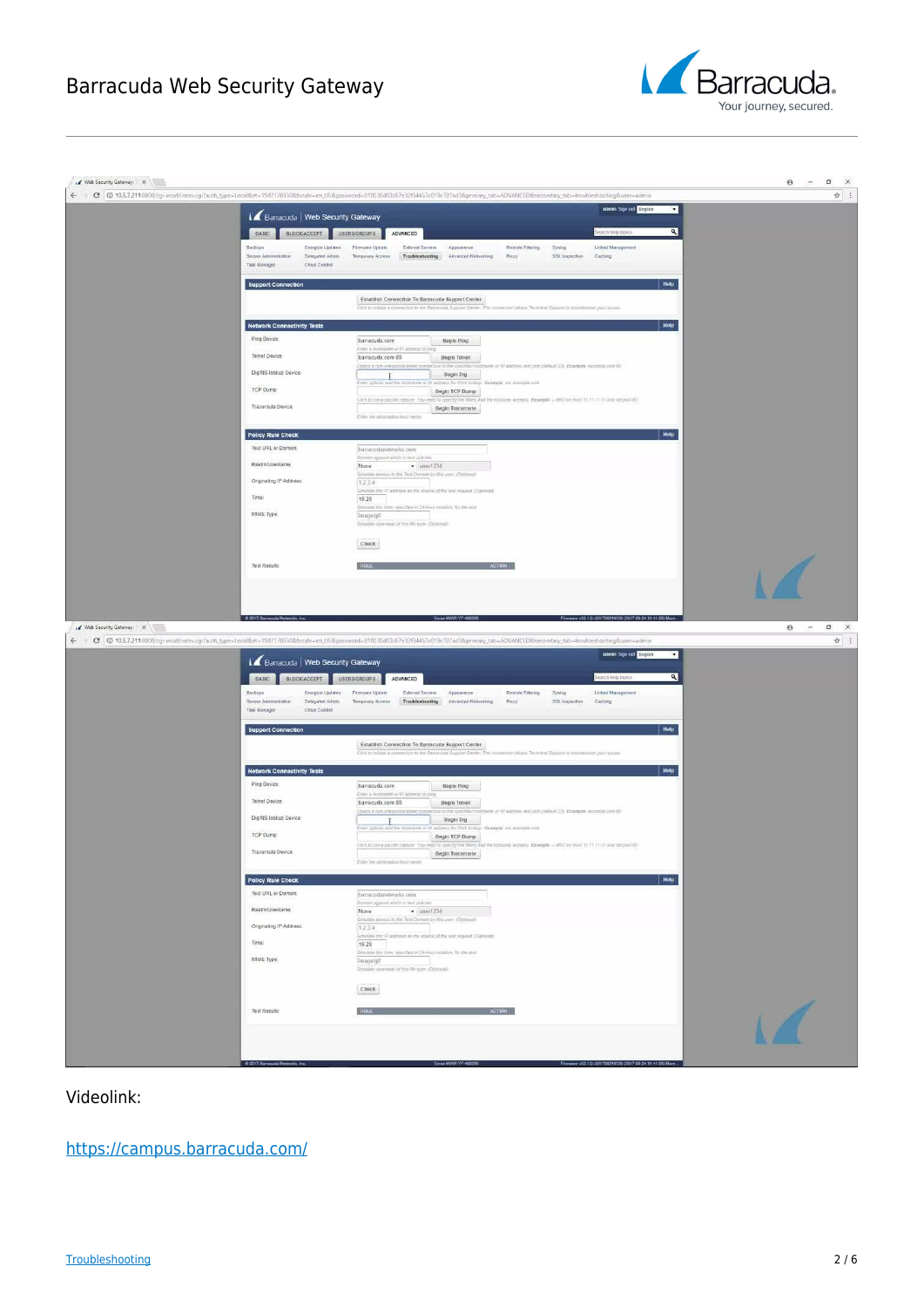Videolink:

https://campus.barracuda.com/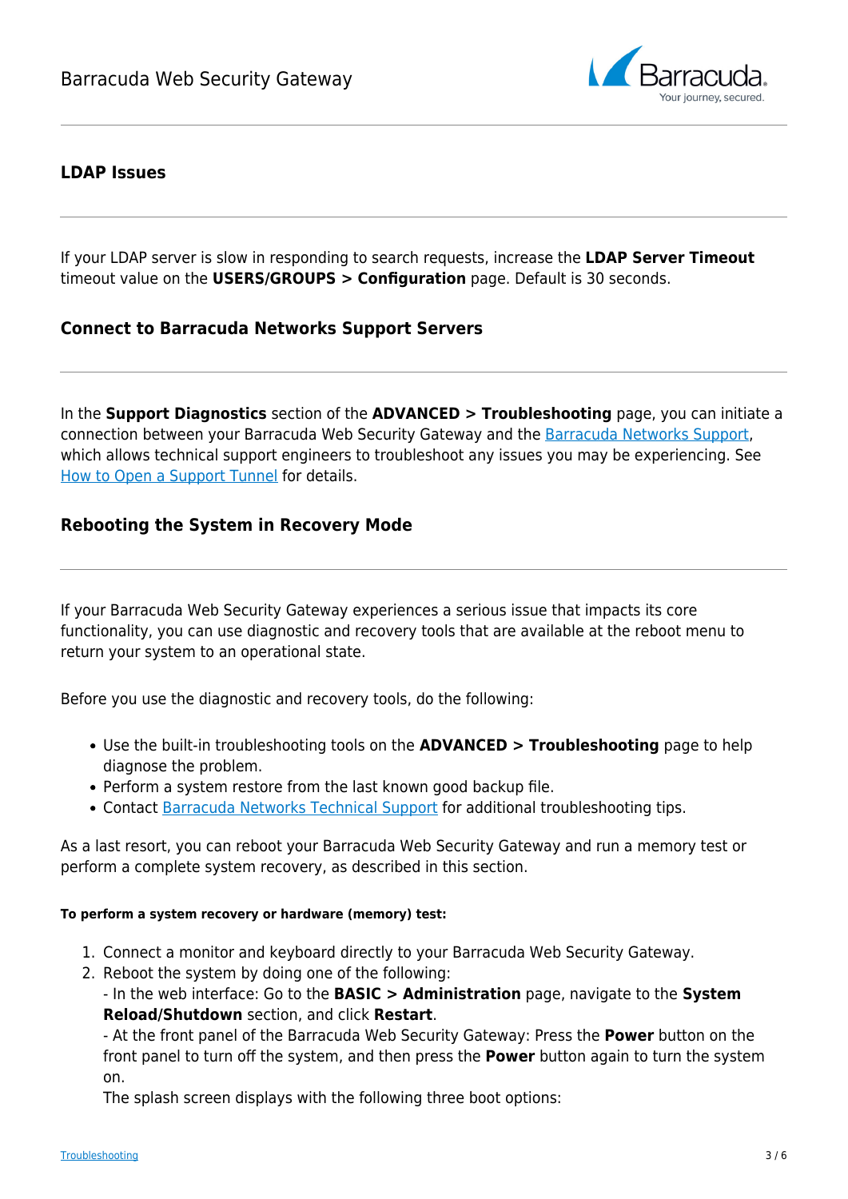## LDAP Issues

If your LDAP server is slow in responding to search requests, increase the **LDAP Server Timeout** timeout value on the **USERS/GROUPS > Configuration** page. Default is 30 seconds.

## Connect to Barracuda Networks Support Servers

In the **Support Diagnostics** section of the **ADVANCED > Troubleshooting** page, you can initiate a connection between your Barracuda Web Security Gateway and the Barracuda Networks Support, which allows technical support engineers to troubleshoot any issues you may be experiencing. See How to Open a Support Tunnel for details.

## Rebooting the System in Recovery Mode

If your Barracuda Web Security Gateway experiences a serious issue that impacts its core functionality, you can use diagnostic and recovery tools that are available at the reboot menu to return your system to an operational state.

Before you use the diagnostic and recovery tools, do the following:

- Use the built-in troubleshooting tools on the **ADVANCED > Troubleshooting** page to help diagnose the problem.
- Perform a system restore from the last known good backup file.
- Contact Barracuda Networks Technical Support for additional troubleshooting tips.

As a last resort, you can reboot your Barracuda Web Security Gateway and run a memory test or perform a complete system recovery, as described in this section.

#### To perform a system recovery or hardware (memory) test:

1. Connect a monitor and keyboard directly to your Barracuda Web Security Gateway.
2. Reboot the system by doing one of the following:
   - In the web interface: Go to the **BASIC > Administration** page, navigate to the **System Reload/Shutdown** section, and click **Restart**.
   - At the front panel of the Barracuda Web Security Gateway: Press the **Power** button on the front panel to turn off the system, and then press the **Power** button again to turn the system on.

   The splash screen displays with the following three boot options: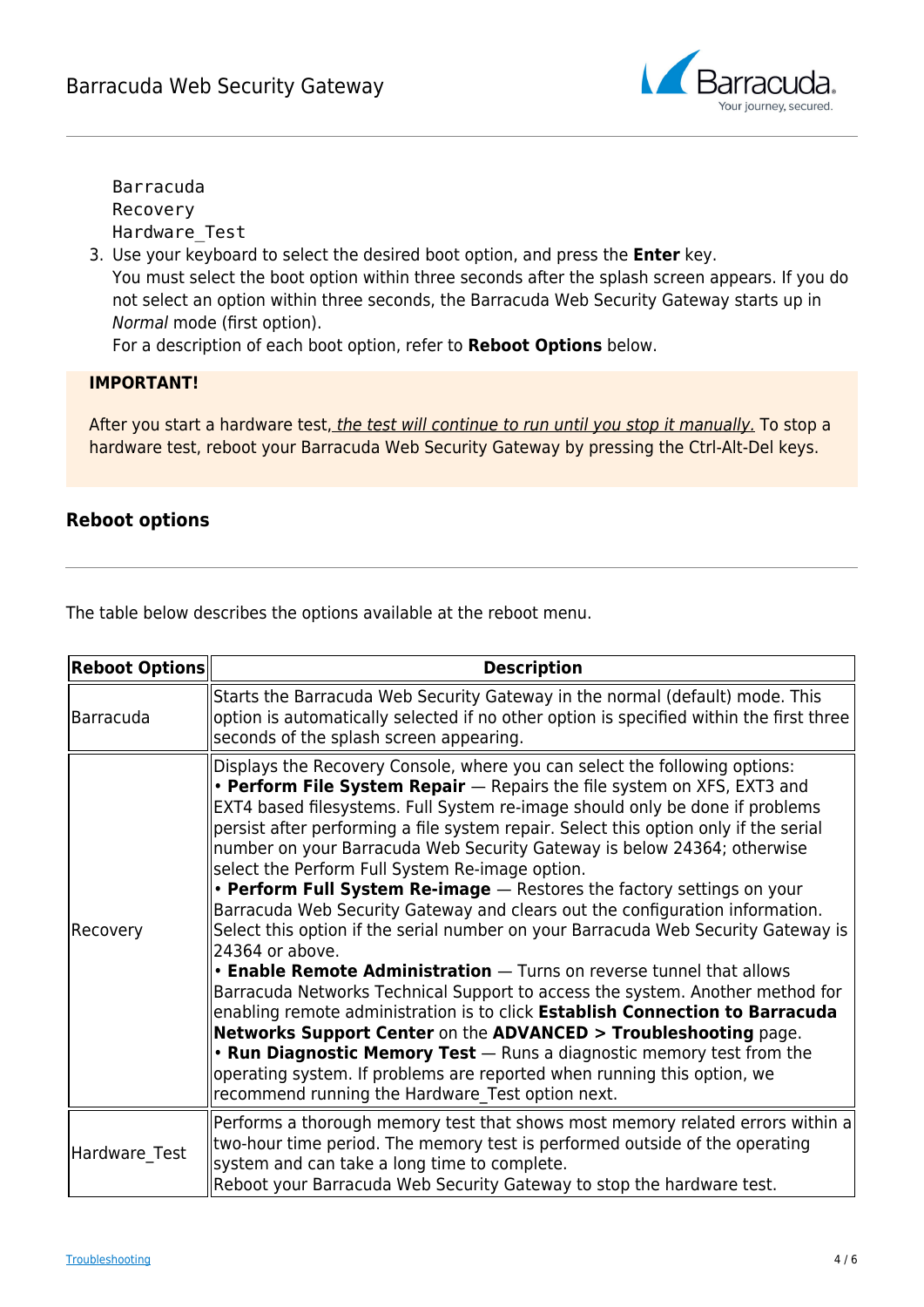```
Barracuda
Recovery
Hardware_Test
```

3. Use your keyboard to select the desired boot option, and press the **Enter** key.
   You must select the boot option within three seconds after the splash screen appears. If you do not select an option within three seconds, the Barracuda Web Security Gateway starts up in *Normal* mode (first option).
   For a description of each boot option, refer to **Reboot Options** below.

**IMPORTANT!**

After you start a hardware test, *the test will continue to run until you stop it manually.* To stop a hardware test, reboot your Barracuda Web Security Gateway by pressing the Ctrl-Alt-Del keys.

### Reboot options

The table below describes the options available at the reboot menu.

| Reboot Options | Description |
| --- | --- |
| Barracuda | Starts the Barracuda Web Security Gateway in the normal (default) mode. This option is automatically selected if no other option is specified within the first three seconds of the splash screen appearing. |
| Recovery | Displays the Recovery Console, where you can select the following options:<br>• **Perform File System Repair** — Repairs the file system on XFS, EXT3 and EXT4 based filesystems. Full System re-image should only be done if problems persist after performing a file system repair. Select this option only if the serial number on your Barracuda Web Security Gateway is below 24364; otherwise select the Perform Full System Re-image option.<br>• **Perform Full System Re-image** — Restores the factory settings on your Barracuda Web Security Gateway and clears out the configuration information. Select this option if the serial number on your Barracuda Web Security Gateway is 24364 or above.<br>• **Enable Remote Administration** — Turns on reverse tunnel that allows Barracuda Networks Technical Support to access the system. Another method for enabling remote administration is to click **Establish Connection to Barracuda Networks Support Center** on the **ADVANCED > Troubleshooting** page.<br>• **Run Diagnostic Memory Test** — Runs a diagnostic memory test from the operating system. If problems are reported when running this option, we recommend running the Hardware_Test option next. |
| Hardware_Test | Performs a thorough memory test that shows most memory related errors within a two-hour time period. The memory test is performed outside of the operating system and can take a long time to complete.<br>Reboot your Barracuda Web Security Gateway to stop the hardware test. |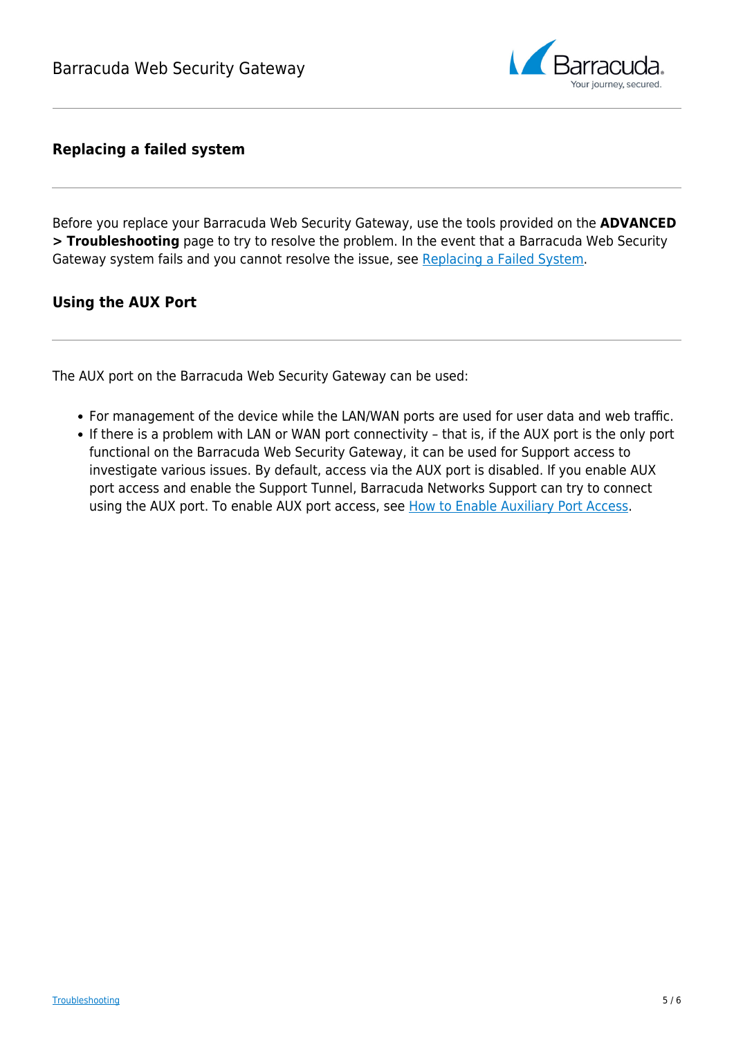## Replacing a failed system

Before you replace your Barracuda Web Security Gateway, use the tools provided on the **ADVANCED > Troubleshooting** page to try to resolve the problem. In the event that a Barracuda Web Security Gateway system fails and you cannot resolve the issue, see Replacing a Failed System.

## Using the AUX Port

The AUX port on the Barracuda Web Security Gateway can be used:

- For management of the device while the LAN/WAN ports are used for user data and web traffic.
- If there is a problem with LAN or WAN port connectivity – that is, if the AUX port is the only port functional on the Barracuda Web Security Gateway, it can be used for Support access to investigate various issues. By default, access via the AUX port is disabled. If you enable AUX port access and enable the Support Tunnel, Barracuda Networks Support can try to connect using the AUX port. To enable AUX port access, see How to Enable Auxiliary Port Access.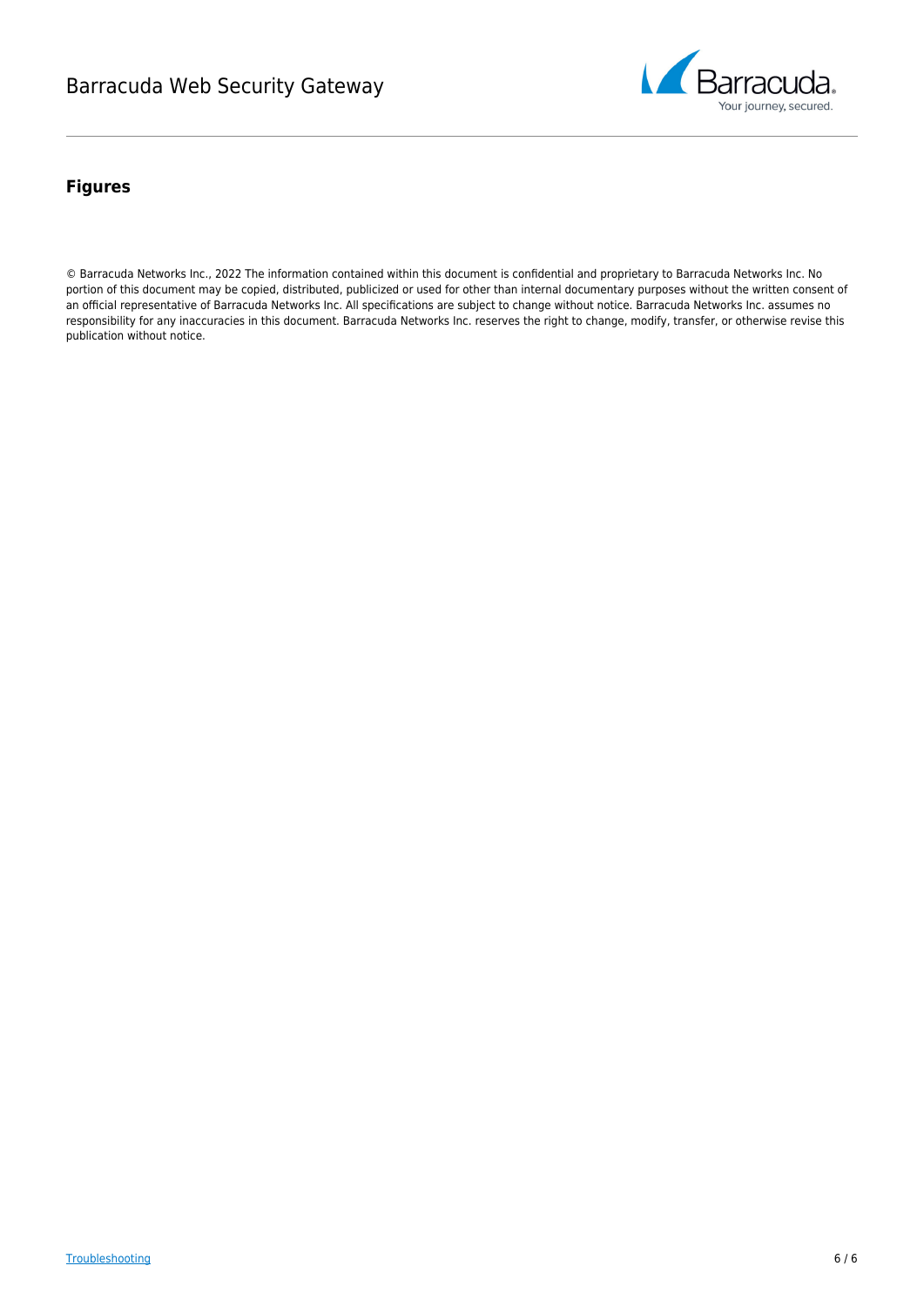## Figures

© Barracuda Networks Inc., 2022 The information contained within this document is confidential and proprietary to Barracuda Networks Inc. No portion of this document may be copied, distributed, publicized or used for other than internal documentary purposes without the written consent of an official representative of Barracuda Networks Inc. All specifications are subject to change without notice. Barracuda Networks Inc. assumes no responsibility for any inaccuracies in this document. Barracuda Networks Inc. reserves the right to change, modify, transfer, or otherwise revise this publication without notice.